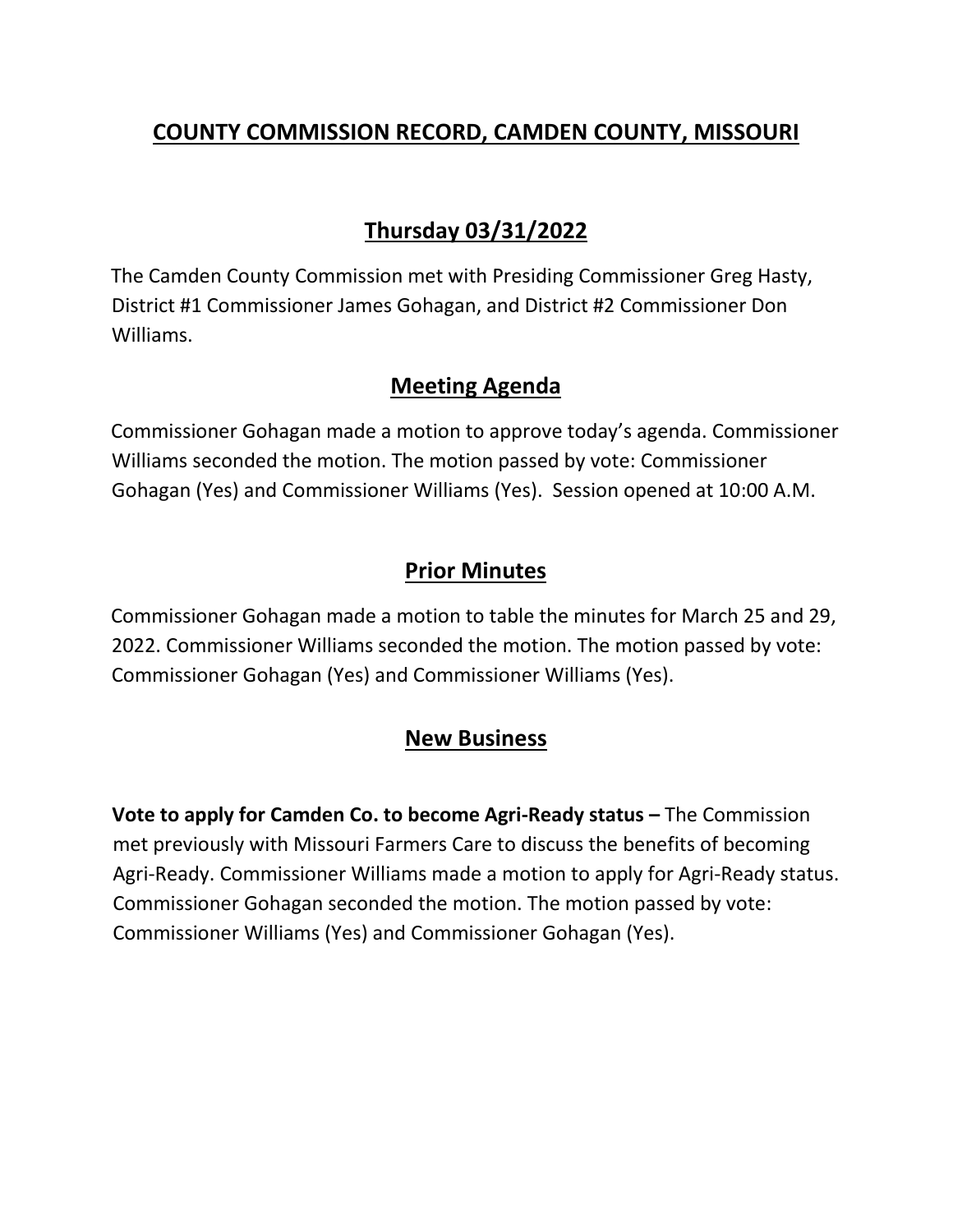# COUNTY COMMISSION RECORD, CAMDEN COUNTY, MISSOURI

## Thursday 03/31/2022

The Camden County Commission met with Presiding Commissioner Greg Hasty, District #1 Commissioner James Gohagan, and District #2 Commissioner Don Williams.

## Meeting Agenda

Commissioner Gohagan made a motion to approve today's agenda. Commissioner Williams seconded the motion. The motion passed by vote: Commissioner Gohagan (Yes) and Commissioner Williams (Yes). Session opened at 10:00 A.M.

## Prior Minutes

Commissioner Gohagan made a motion to table the minutes for March 25 and 29, 2022. Commissioner Williams seconded the motion. The motion passed by vote: Commissioner Gohagan (Yes) and Commissioner Williams (Yes).

## New Business

**Vote to apply for Camden Co. to become Agri-Ready status –** The Commission met previously with Missouri Farmers Care to discuss the benefits of becoming Agri-Ready. Commissioner Williams made a motion to apply for Agri-Ready status. Commissioner Gohagan seconded the motion. The motion passed by vote: Commissioner Williams (Yes) and Commissioner Gohagan (Yes).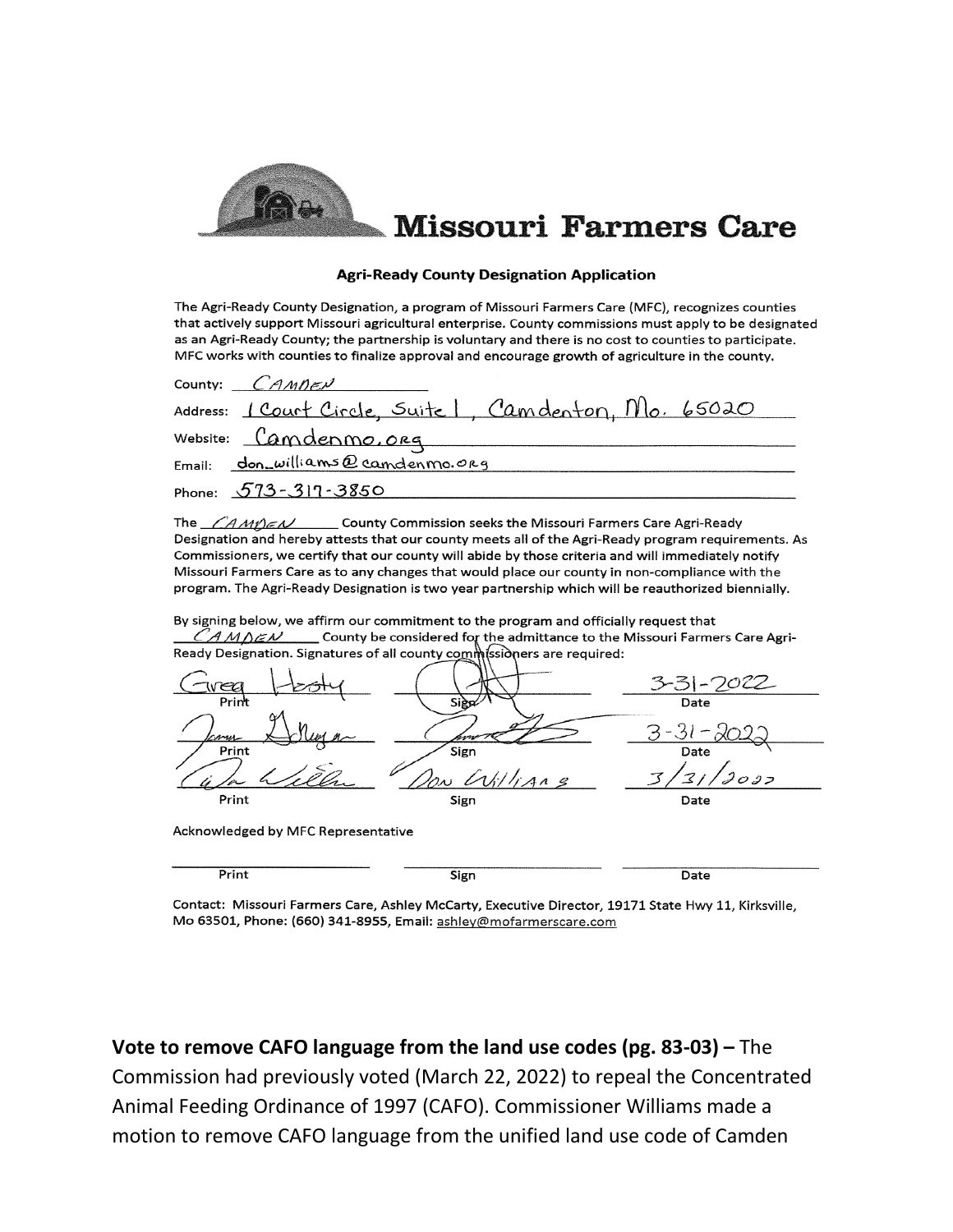# Missouri Farmers Care

**Agri-Ready County Designation Application**

The Agri-Ready County Designation, a program of Missouri Farmers Care (MFC), recognizes counties that actively support Missouri agricultural enterprise. County commissions must apply to be designated as an Agri-Ready County; the partnership is voluntary and there is no cost to counties to participate. MFC works with counties to finalize approval and encourage growth of agriculture in the county.

County: CAMDEN

Address: 1 Court Circle, Suite 1, Camdenton, Mo. 65020

Website: Camdenmo.org

Email: don_williams@camdenmo.org

Phone: 573-317-3850

The CAMDEN County Commission seeks the Missouri Farmers Care Agri-Ready Designation and hereby attests that our county meets all of the Agri-Ready program requirements. As Commissioners, we certify that our county will abide by those criteria and will immediately notify Missouri Farmers Care as to any changes that would place our county in non-compliance with the program. The Agri-Ready Designation is two year partnership which will be reauthorized biennially.

By signing below, we affirm our commitment to the program and officially request that CAMDEN County be considered for the admittance to the Missouri Farmers Care Agri-Ready Designation. Signatures of all county commissioners are required:

| Print | Sign | Date |
|---|---|---|
| Greg Hasty | [signature] | 3-31-2022 |
| James Gohagan | [signature] | 3-31-2022 |
| [signature] | Don Williams | 3/31/2022 |

Acknowledged by MFC Representative

| Print | Sign | Date |
|---|---|---|
| | | |

Contact: Missouri Farmers Care, Ashley McCarty, Executive Director, 19171 State Hwy 11, Kirksville, Mo 63501, Phone: (660) 341-8955, Email: ashley@mofarmerscare.com

**Vote to remove CAFO language from the land use codes (pg. 83-03) –** The Commission had previously voted (March 22, 2022) to repeal the Concentrated Animal Feeding Ordinance of 1997 (CAFO). Commissioner Williams made a motion to remove CAFO language from the unified land use code of Camden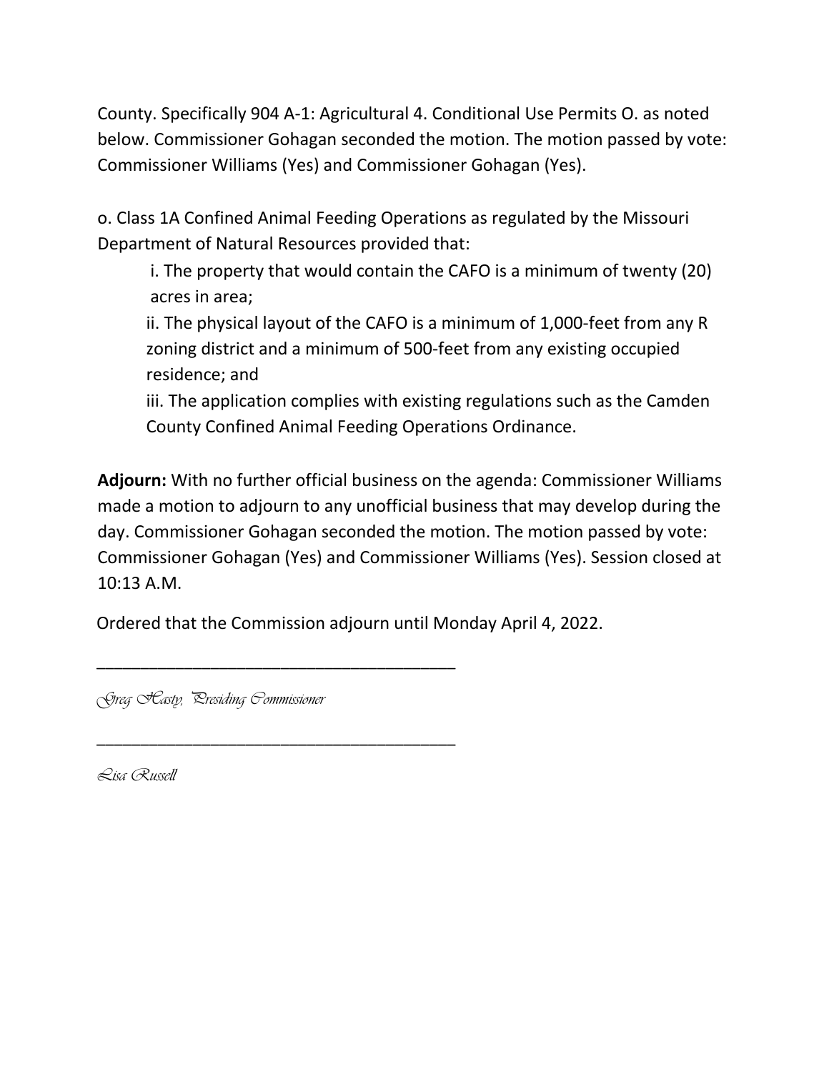County. Specifically 904 A-1: Agricultural 4. Conditional Use Permits O. as noted below. Commissioner Gohagan seconded the motion. The motion passed by vote: Commissioner Williams (Yes) and Commissioner Gohagan (Yes).

o. Class 1A Confined Animal Feeding Operations as regulated by the Missouri Department of Natural Resources provided that:

i. The property that would contain the CAFO is a minimum of twenty (20) acres in area;

ii. The physical layout of the CAFO is a minimum of 1,000-feet from any R zoning district and a minimum of 500-feet from any existing occupied residence; and

iii. The application complies with existing regulations such as the Camden County Confined Animal Feeding Operations Ordinance.

**Adjourn:** With no further official business on the agenda: Commissioner Williams made a motion to adjourn to any unofficial business that may develop during the day. Commissioner Gohagan seconded the motion. The motion passed by vote: Commissioner Gohagan (Yes) and Commissioner Williams (Yes). Session closed at 10:13 A.M.

Ordered that the Commission adjourn until Monday April 4, 2022.

_______________________________________

*Greg Hasty, Presiding Commissioner*

_______________________________________

*Lisa Russell*